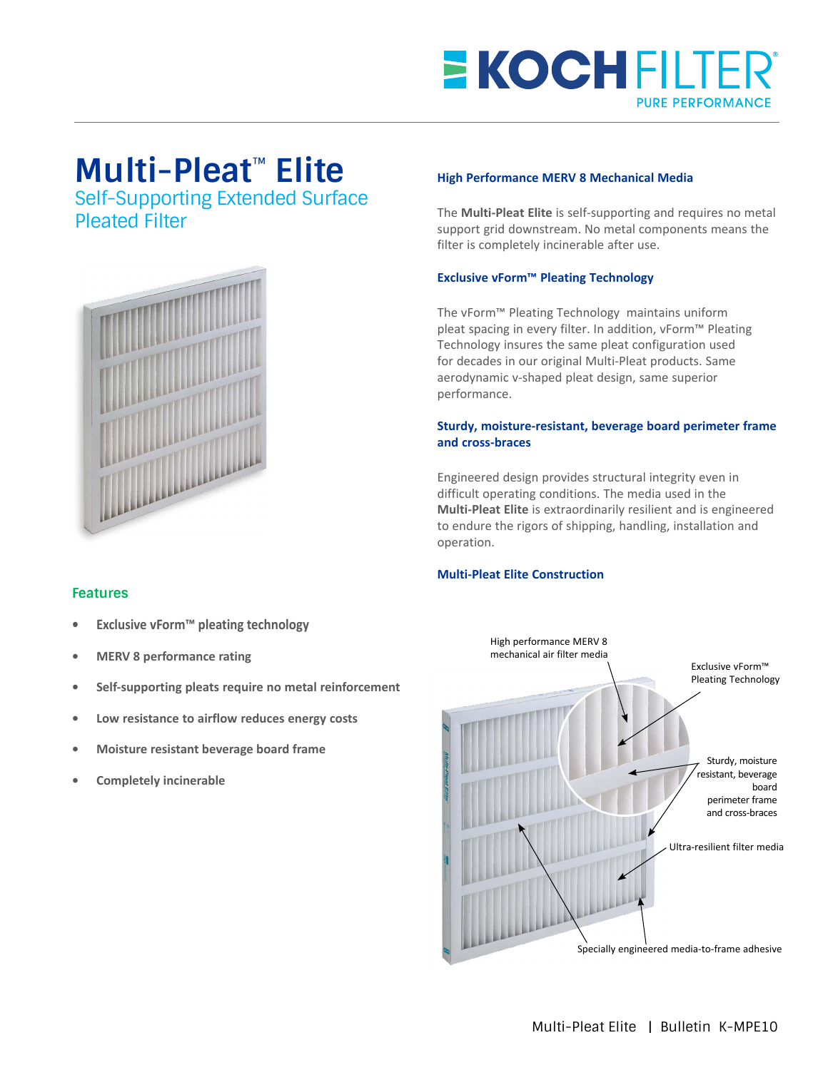# Multi-Pleat™ Elite

## Self-Supporting Extended Surface Pleated Filter

### Features

- **Exclusive vForm™ pleating technology**
- **MERV 8 performance rating**
- **Self-supporting pleats require no metal reinforcement**
- **Low resistance to airflow reduces energy costs**
- **Moisture resistant beverage board frame**
- **Completely incinerable**

### High Performance MERV 8 Mechanical Media

The **Multi-Pleat Elite** is self-supporting and requires no metal support grid downstream. No metal components means the filter is completely incinerable after use.

### Exclusive vForm™ Pleating Technology

The vForm™ Pleating Technology maintains uniform pleat spacing in every filter. In addition, vForm™ Pleating Technology insures the same pleat configuration used for decades in our original Multi-Pleat products. Same aerodynamic v-shaped pleat design, same superior performance.

### Sturdy, moisture-resistant, beverage board perimeter frame and cross-braces

Engineered design provides structural integrity even in difficult operating conditions. The media used in the **Multi-Pleat Elite** is extraordinarily resilient and is engineered to endure the rigors of shipping, handling, installation and operation.

### Multi-Pleat Elite Construction

High performance MERV 8 mechanical air filter media

Exclusive vForm™ Pleating Technology

Sturdy, moisture resistant, beverage board perimeter frame and cross-braces

Ultra-resilient filter media

Specially engineered media-to-frame adhesive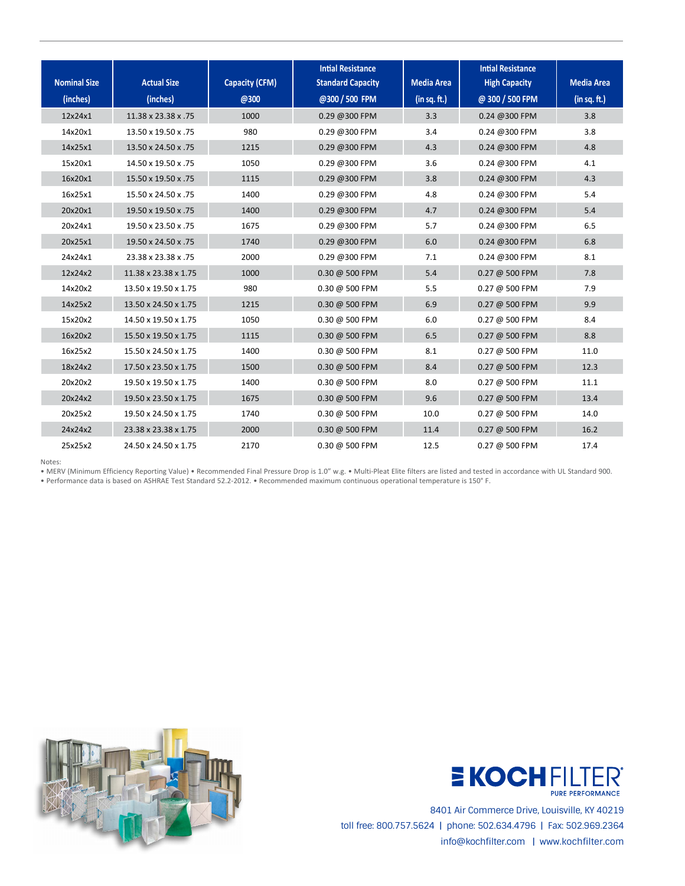| Nominal Size (inches) | Actual Size (inches) | Capacity (CFM) @300 | Intial Resistance Standard Capacity @300 / 500 FPM | Media Area (in sq. ft.) | Intial Resistance High Capacity @ 300 / 500 FPM | Media Area (in sq. ft.) |
|---|---|---|---|---|---|---|
| 12x24x1 | 11.38 x 23.38 x .75 | 1000 | 0.29 @300 FPM | 3.3 | 0.24 @300 FPM | 3.8 |
| 14x20x1 | 13.50 x 19.50 x .75 | 980 | 0.29 @300 FPM | 3.4 | 0.24 @300 FPM | 3.8 |
| 14x25x1 | 13.50 x 24.50 x .75 | 1215 | 0.29 @300 FPM | 4.3 | 0.24 @300 FPM | 4.8 |
| 15x20x1 | 14.50 x 19.50 x .75 | 1050 | 0.29 @300 FPM | 3.6 | 0.24 @300 FPM | 4.1 |
| 16x20x1 | 15.50 x 19.50 x .75 | 1115 | 0.29 @300 FPM | 3.8 | 0.24 @300 FPM | 4.3 |
| 16x25x1 | 15.50 x 24.50 x .75 | 1400 | 0.29 @300 FPM | 4.8 | 0.24 @300 FPM | 5.4 |
| 20x20x1 | 19.50 x 19.50 x .75 | 1400 | 0.29 @300 FPM | 4.7 | 0.24 @300 FPM | 5.4 |
| 20x24x1 | 19.50 x 23.50 x .75 | 1675 | 0.29 @300 FPM | 5.7 | 0.24 @300 FPM | 6.5 |
| 20x25x1 | 19.50 x 24.50 x .75 | 1740 | 0.29 @300 FPM | 6.0 | 0.24 @300 FPM | 6.8 |
| 24x24x1 | 23.38 x 23.38 x .75 | 2000 | 0.29 @300 FPM | 7.1 | 0.24 @300 FPM | 8.1 |
| 12x24x2 | 11.38 x 23.38 x 1.75 | 1000 | 0.30 @ 500 FPM | 5.4 | 0.27 @ 500 FPM | 7.8 |
| 14x20x2 | 13.50 x 19.50 x 1.75 | 980 | 0.30 @ 500 FPM | 5.5 | 0.27 @ 500 FPM | 7.9 |
| 14x25x2 | 13.50 x 24.50 x 1.75 | 1215 | 0.30 @ 500 FPM | 6.9 | 0.27 @ 500 FPM | 9.9 |
| 15x20x2 | 14.50 x 19.50 x 1.75 | 1050 | 0.30 @ 500 FPM | 6.0 | 0.27 @ 500 FPM | 8.4 |
| 16x20x2 | 15.50 x 19.50 x 1.75 | 1115 | 0.30 @ 500 FPM | 6.5 | 0.27 @ 500 FPM | 8.8 |
| 16x25x2 | 15.50 x 24.50 x 1.75 | 1400 | 0.30 @ 500 FPM | 8.1 | 0.27 @ 500 FPM | 11.0 |
| 18x24x2 | 17.50 x 23.50 x 1.75 | 1500 | 0.30 @ 500 FPM | 8.4 | 0.27 @ 500 FPM | 12.3 |
| 20x20x2 | 19.50 x 19.50 x 1.75 | 1400 | 0.30 @ 500 FPM | 8.0 | 0.27 @ 500 FPM | 11.1 |
| 20x24x2 | 19.50 x 23.50 x 1.75 | 1675 | 0.30 @ 500 FPM | 9.6 | 0.27 @ 500 FPM | 13.4 |
| 20x25x2 | 19.50 x 24.50 x 1.75 | 1740 | 0.30 @ 500 FPM | 10.0 | 0.27 @ 500 FPM | 14.0 |
| 24x24x2 | 23.38 x 23.38 x 1.75 | 2000 | 0.30 @ 500 FPM | 11.4 | 0.27 @ 500 FPM | 16.2 |
| 25x25x2 | 24.50 x 24.50 x 1.75 | 2170 | 0.30 @ 500 FPM | 12.5 | 0.27 @ 500 FPM | 17.4 |

Notes:

• MERV (Minimum Efficiency Reporting Value) • Recommended Final Pressure Drop is 1.0" w.g. • Multi-Pleat Elite filters are listed and tested in accordance with UL Standard 900.
• Performance data is based on ASHRAE Test Standard 52.2-2012. • Recommended maximum continuous operational temperature is 150° F.

KOCH FILTER®
PURE PERFORMANCE

8401 Air Commerce Drive, Louisville, KY 40219
toll free: 800.757.5624 | phone: 502.634.4796 | Fax: 502.969.2364
info@kochfilter.com | www.kochfilter.com